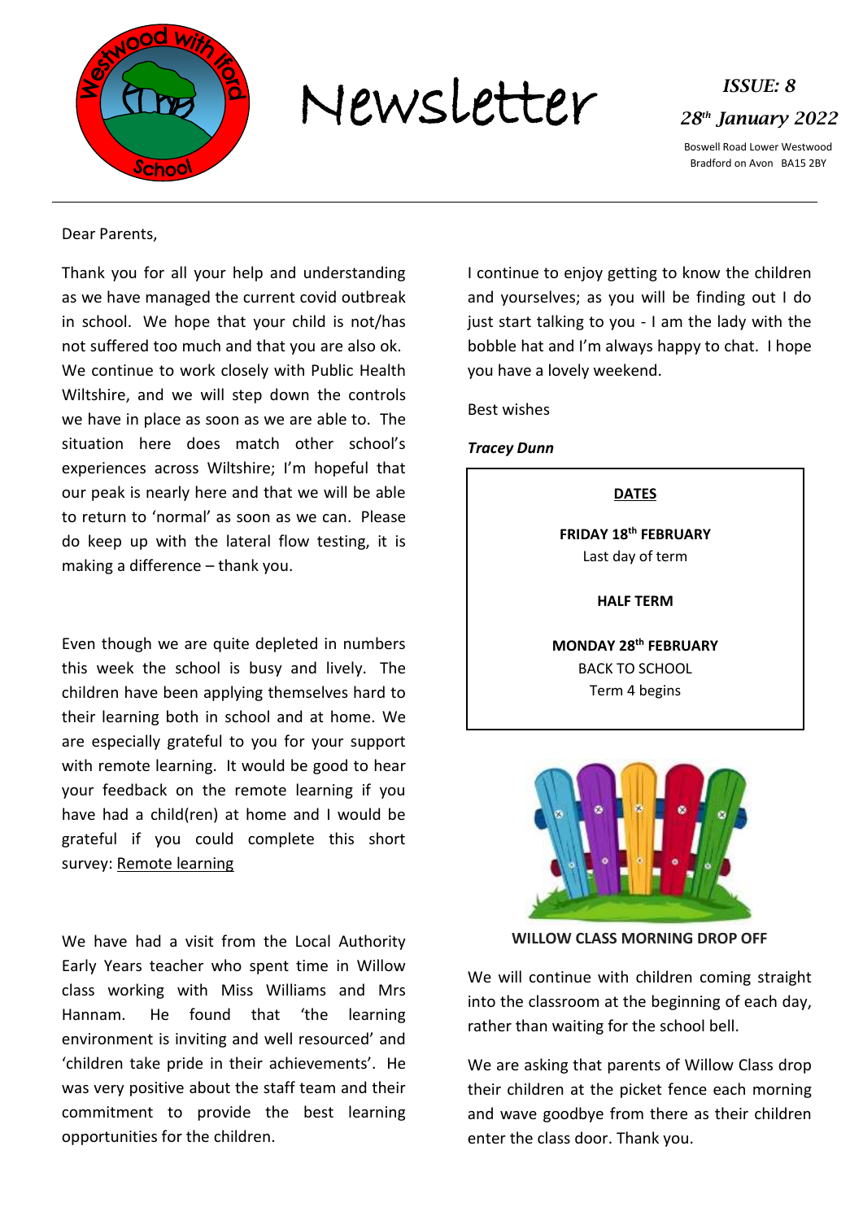# Newsletter

***ISSUE: 8***

***28th January 2022***

Boswell Road Lower Westwood
Bradford on Avon BA15 2BY

Dear Parents,

Thank you for all your help and understanding as we have managed the current covid outbreak in school. We hope that your child is not/has not suffered too much and that you are also ok. We continue to work closely with Public Health Wiltshire, and we will step down the controls we have in place as soon as we are able to. The situation here does match other school's experiences across Wiltshire; I'm hopeful that our peak is nearly here and that we will be able to return to 'normal' as soon as we can. Please do keep up with the lateral flow testing, it is making a difference – thank you.

Even though we are quite depleted in numbers this week the school is busy and lively. The children have been applying themselves hard to their learning both in school and at home. We are especially grateful to you for your support with remote learning. It would be good to hear your feedback on the remote learning if you have had a child(ren) at home and I would be grateful if you could complete this short survey: Remote learning

We have had a visit from the Local Authority Early Years teacher who spent time in Willow class working with Miss Williams and Mrs Hannam. He found that 'the learning environment is inviting and well resourced' and 'children take pride in their achievements'. He was very positive about the staff team and their commitment to provide the best learning opportunities for the children.

I continue to enjoy getting to know the children and yourselves; as you will be finding out I do just start talking to you - I am the lady with the bobble hat and I'm always happy to chat. I hope you have a lovely weekend.

Best wishes

***Tracey Dunn***

**DATES**

**FRIDAY 18th FEBRUARY**
Last day of term

**HALF TERM**

**MONDAY 28th FEBRUARY**
BACK TO SCHOOL
Term 4 begins

**WILLOW CLASS MORNING DROP OFF**

We will continue with children coming straight into the classroom at the beginning of each day, rather than waiting for the school bell.

We are asking that parents of Willow Class drop their children at the picket fence each morning and wave goodbye from there as their children enter the class door. Thank you.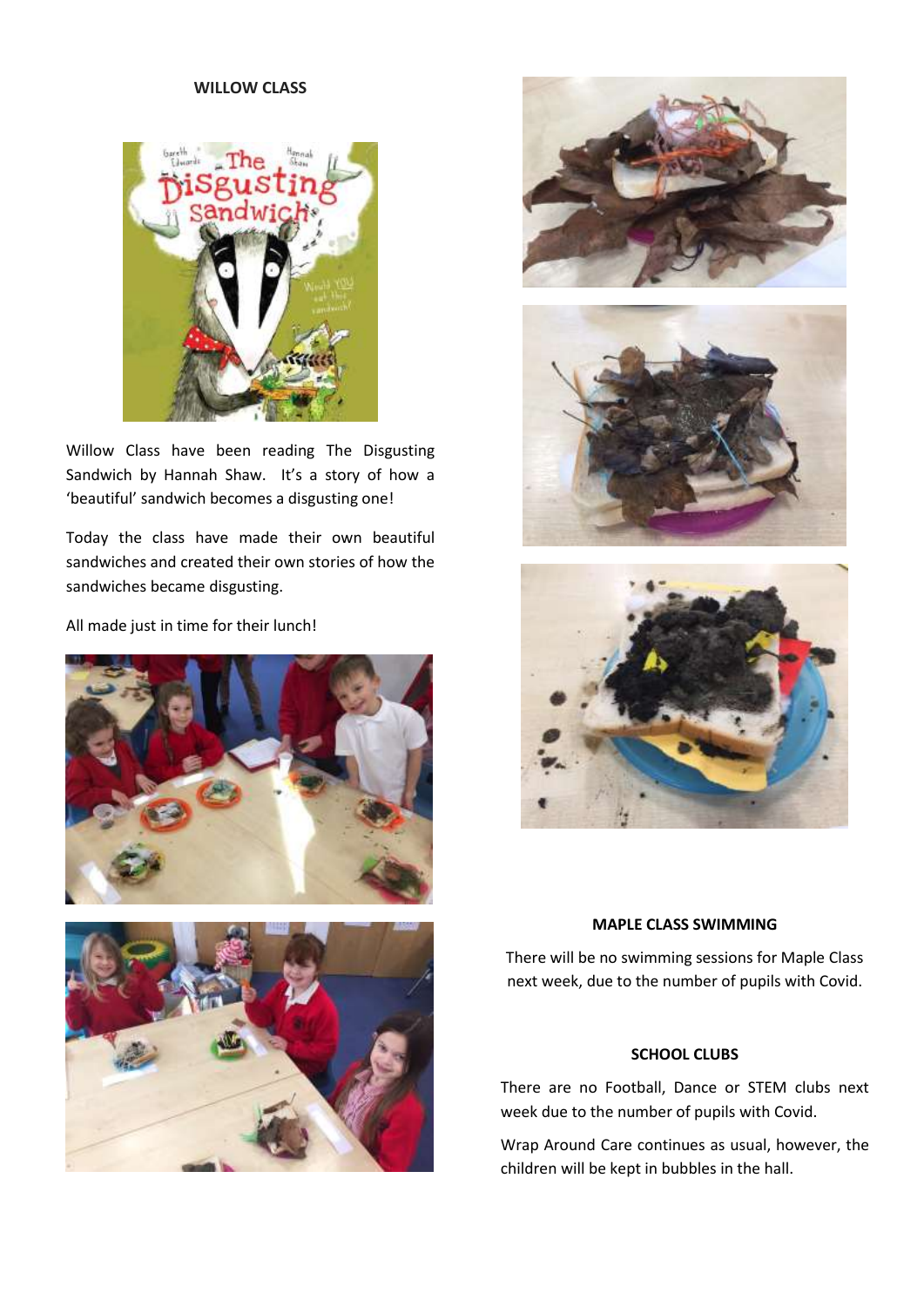## WILLOW CLASS

Willow Class have been reading The Disgusting Sandwich by Hannah Shaw. It's a story of how a 'beautiful' sandwich becomes a disgusting one!

Today the class have made their own beautiful sandwiches and created their own stories of how the sandwiches became disgusting.

All made just in time for their lunch!

## MAPLE CLASS SWIMMING

There will be no swimming sessions for Maple Class next week, due to the number of pupils with Covid.

## SCHOOL CLUBS

There are no Football, Dance or STEM clubs next week due to the number of pupils with Covid.

Wrap Around Care continues as usual, however, the children will be kept in bubbles in the hall.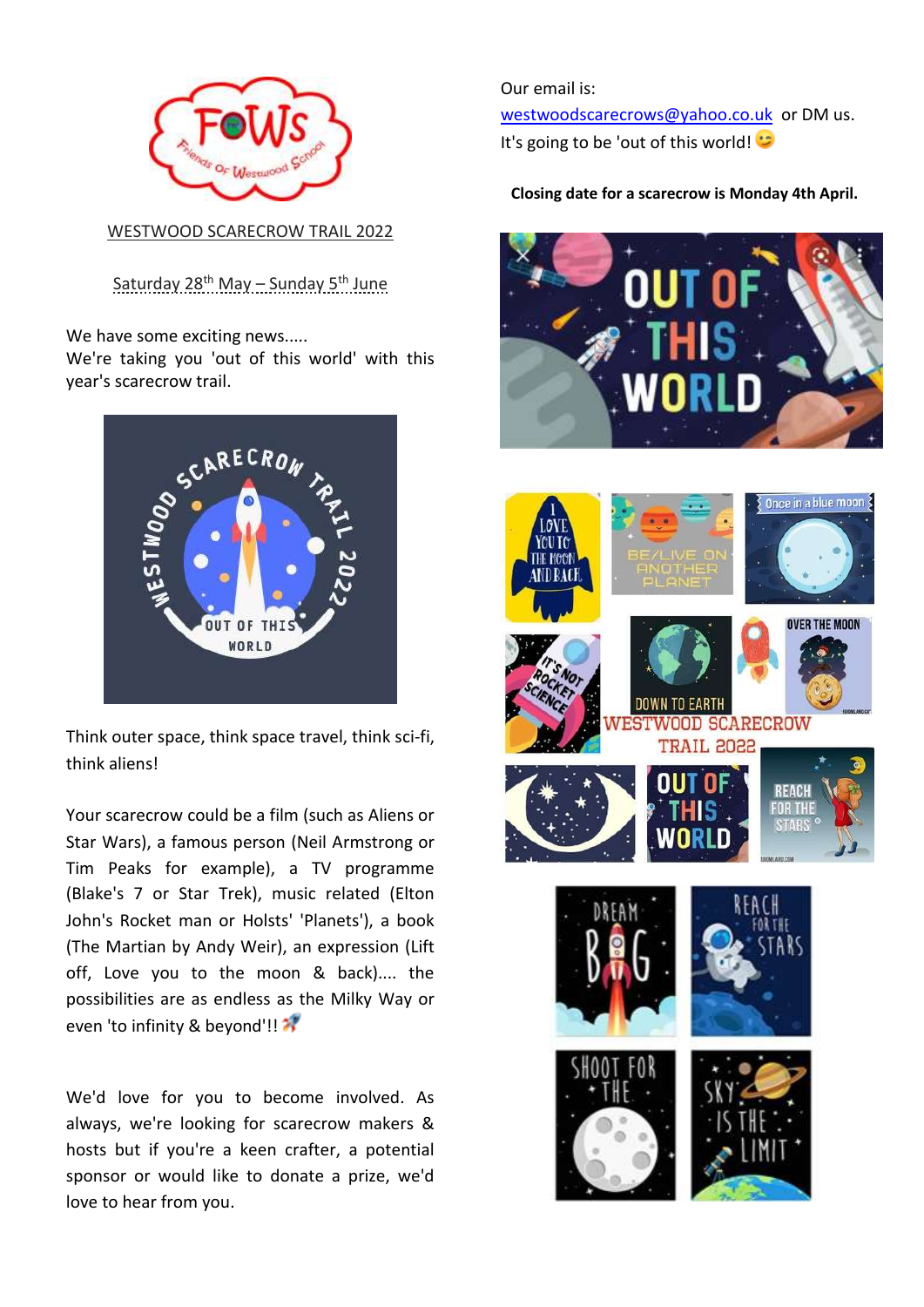WESTWOOD SCARECROW TRAIL 2022

Saturday 28th May – Sunday 5th June

We have some exciting news.....
We're taking you 'out of this world' with this year's scarecrow trail.

Think outer space, think space travel, think sci-fi, think aliens!

Your scarecrow could be a film (such as Aliens or Star Wars), a famous person (Neil Armstrong or Tim Peaks for example), a TV programme (Blake's 7 or Star Trek), music related (Elton John's Rocket man or Holsts' 'Planets'), a book (The Martian by Andy Weir), an expression (Lift off, Love you to the moon & back).... the possibilities are as endless as the Milky Way or even 'to infinity & beyond'!! 🚀

We'd love for you to become involved. As always, we're looking for scarecrow makers & hosts but if you're a keen crafter, a potential sponsor or would like to donate a prize, we'd love to hear from you.

Our email is:
westwoodscarecrows@yahoo.co.uk or DM us.
It's going to be 'out of this world! 😉

**Closing date for a scarecrow is Monday 4th April.**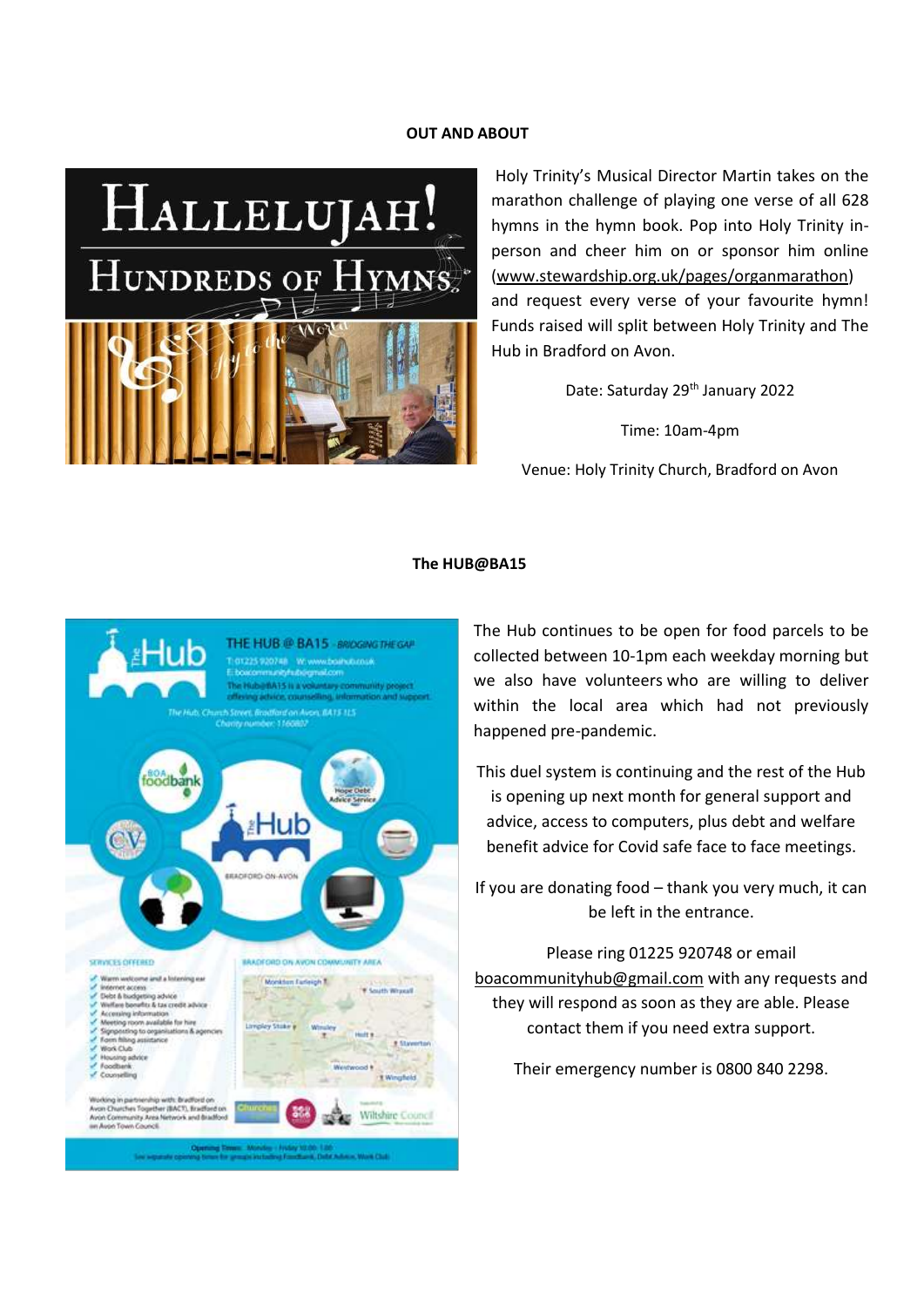**OUT AND ABOUT**

Holy Trinity's Musical Director Martin takes on the marathon challenge of playing one verse of all 628 hymns in the hymn book. Pop into Holy Trinity in-person and cheer him on or sponsor him online (www.stewardship.org.uk/pages/organmarathon) and request every verse of your favourite hymn! Funds raised will split between Holy Trinity and The Hub in Bradford on Avon.

Date: Saturday 29th January 2022

Time: 10am-4pm

Venue: Holy Trinity Church, Bradford on Avon

**The HUB@BA15**

The Hub continues to be open for food parcels to be collected between 10-1pm each weekday morning but we also have volunteers who are willing to deliver within the local area which had not previously happened pre-pandemic.

This duel system is continuing and the rest of the Hub is opening up next month for general support and advice, access to computers, plus debt and welfare benefit advice for Covid safe face to face meetings.

If you are donating food – thank you very much, it can be left in the entrance.

Please ring 01225 920748 or email boacommunityhub@gmail.com with any requests and they will respond as soon as they are able. Please contact them if you need extra support.

Their emergency number is 0800 840 2298.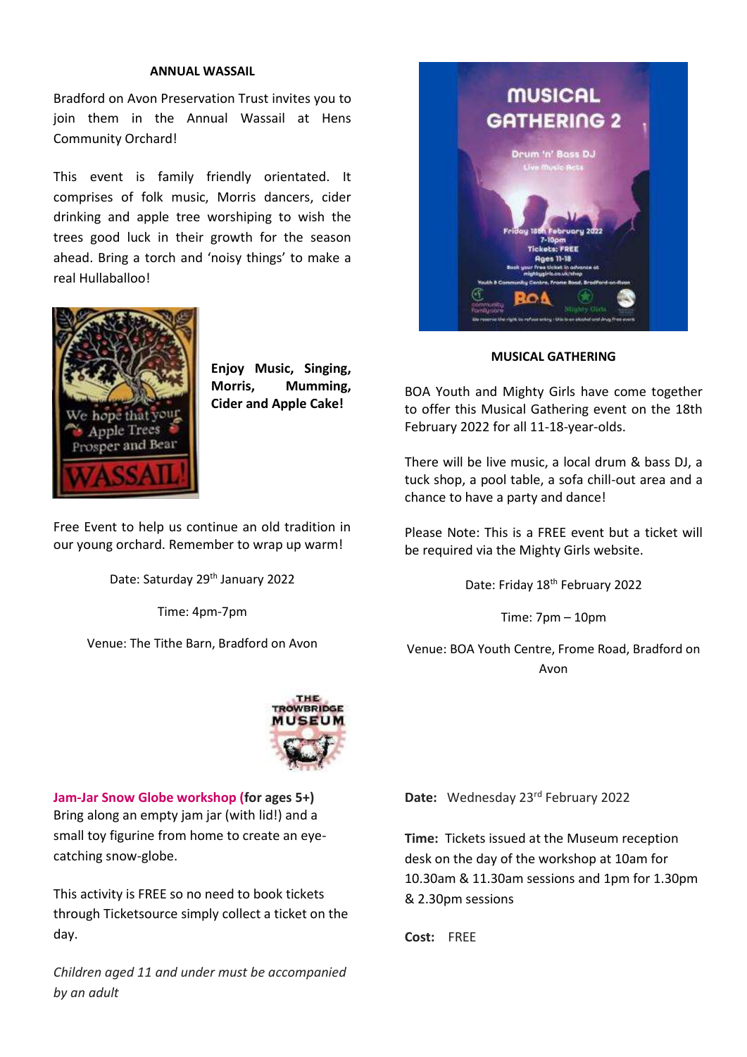## ANNUAL WASSAIL

Bradford on Avon Preservation Trust invites you to join them in the Annual Wassail at Hens Community Orchard!

This event is family friendly orientated. It comprises of folk music, Morris dancers, cider drinking and apple tree worshiping to wish the trees good luck in their growth for the season ahead. Bring a torch and 'noisy things' to make a real Hullaballoo!

**Enjoy Music, Singing, Morris, Mumming, Cider and Apple Cake!**

Free Event to help us continue an old tradition in our young orchard. Remember to wrap up warm!

Date: Saturday 29th January 2022

Time: 4pm-7pm

Venue: The Tithe Barn, Bradford on Avon

## MUSICAL GATHERING

BOA Youth and Mighty Girls have come together to offer this Musical Gathering event on the 18th February 2022 for all 11-18-year-olds.

There will be live music, a local drum & bass DJ, a tuck shop, a pool table, a sofa chill-out area and a chance to have a party and dance!

Please Note: This is a FREE event but a ticket will be required via the Mighty Girls website.

Date: Friday 18th February 2022

Time: 7pm – 10pm

Venue: BOA Youth Centre, Frome Road, Bradford on Avon

**Jam-Jar Snow Globe workshop (for ages 5+)**
Bring along an empty jam jar (with lid!) and a small toy figurine from home to create an eye-catching snow-globe.

This activity is FREE so no need to book tickets through Ticketsource simply collect a ticket on the day.

*Children aged 11 and under must be accompanied by an adult*

**Date:** Wednesday 23rd February 2022

**Time:** Tickets issued at the Museum reception desk on the day of the workshop at 10am for 10.30am & 11.30am sessions and 1pm for 1.30pm & 2.30pm sessions

**Cost:** FREE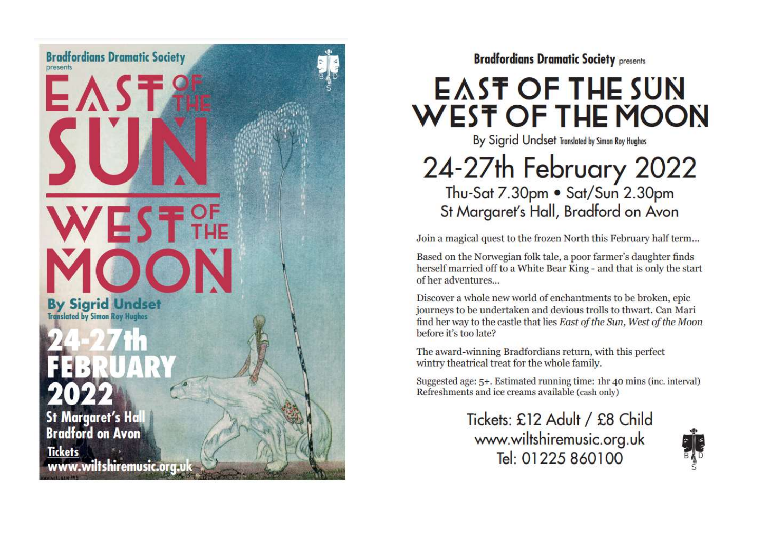Bradfordians Dramatic Society
presents

# EAST OF THE SUN WEST OF THE MOON

**By Sigrid Undset**
Translated by Simon Roy Hughes

**24-27th FEBRUARY 2022**

**St Margaret's Hall**
**Bradford on Avon**

**Tickets**
**www.wiltshiremusic.org.uk**

BDS

**Bradfordians Dramatic Society** presents

# EAST OF THE SUN WEST OF THE MOON

By Sigrid Undset Translated by Simon Roy Hughes

## 24-27th February 2022

Thu-Sat 7.30pm • Sat/Sun 2.30pm
St Margaret's Hall, Bradford on Avon

Join a magical quest to the frozen North this February half term...

Based on the Norwegian folk tale, a poor farmer's daughter finds herself married off to a White Bear King - and that is only the start of her adventures...

Discover a whole new world of enchantments to be broken, epic journeys to be undertaken and devious trolls to thwart. Can Mari find her way to the castle that lies *East of the Sun, West of the Moon* before it's too late?

The award-winning Bradfordians return, with this perfect wintry theatrical treat for the whole family.

Suggested age: 5+. Estimated running time: 1hr 40 mins (inc. interval)
Refreshments and ice creams available (cash only)

Tickets: £12 Adult / £8 Child
www.wiltshiremusic.org.uk
Tel: 01225 860100

BDS